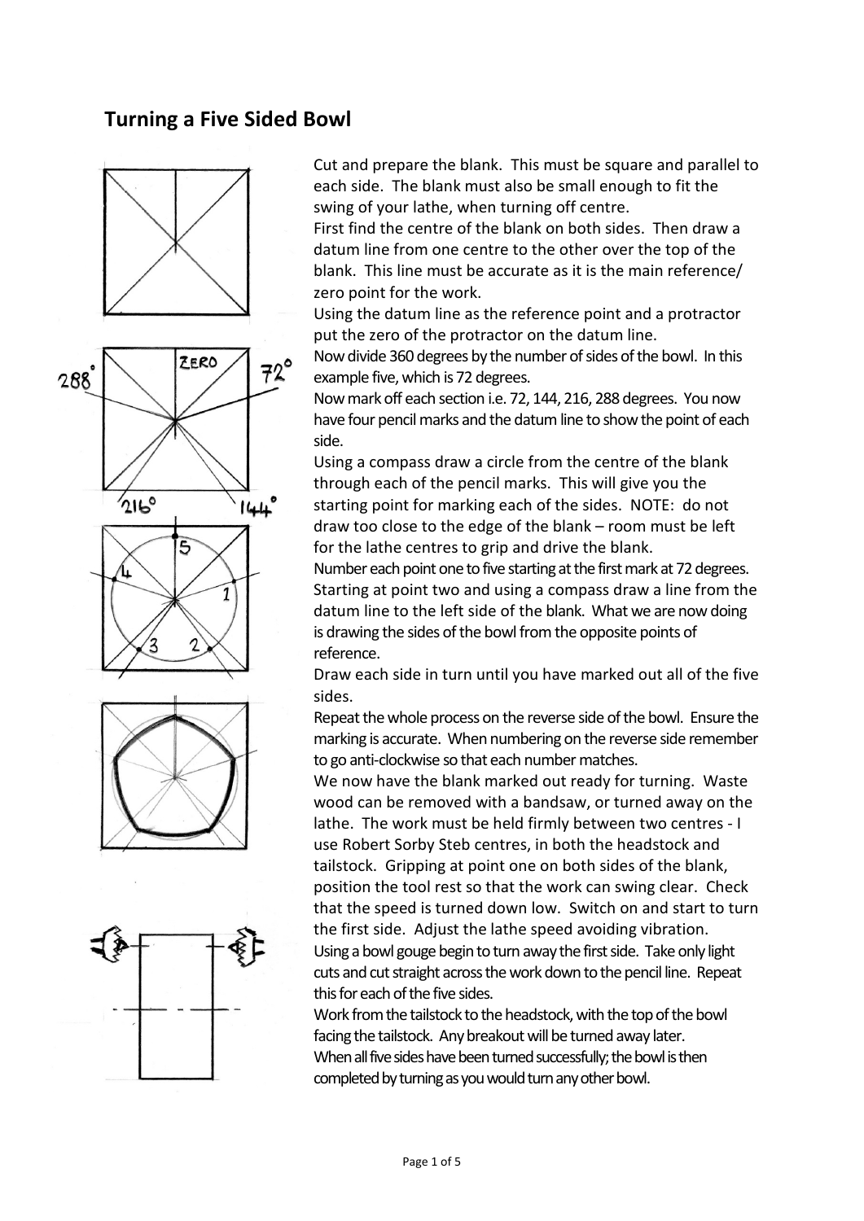## Turning a Five Sided Bowl

Cut and prepare the blank. This must be square and parallel to each side. The blank must also be small enough to fit the swing of your lathe, when turning off centre.

First find the centre of the blank on both sides. Then draw a datum line from one centre to the other over the top of the blank. This line must be accurate as it is the main reference/ zero point for the work.

Using the datum line as the reference point and a protractor put the zero of the protractor on the datum line.

Now divide 360 degrees by the number of sides of the bowl. In this example five, which is 72 degrees.

Now mark off each section i.e. 72, 144, 216, 288 degrees. You now have four pencil marks and the datum line to show the point of each side.

Using a compass draw a circle from the centre of the blank through each of the pencil marks. This will give you the starting point for marking each of the sides. NOTE: do not draw too close to the edge of the blank – room must be left for the lathe centres to grip and drive the blank.

Number each point one to five starting at the first mark at 72 degrees.

Starting at point two and using a compass draw a line from the datum line to the left side of the blank. What we are now doing is drawing the sides of the bowl from the opposite points of reference.

Draw each side in turn until you have marked out all of the five sides.

Repeat the whole process on the reverse side of the bowl. Ensure the marking is accurate. When numbering on the reverse side remember to go anti-clockwise so that each number matches.

We now have the blank marked out ready for turning. Waste wood can be removed with a bandsaw, or turned away on the lathe. The work must be held firmly between two centres - I use Robert Sorby Steb centres, in both the headstock and tailstock. Gripping at point one on both sides of the blank, position the tool rest so that the work can swing clear. Check that the speed is turned down low. Switch on and start to turn the first side. Adjust the lathe speed avoiding vibration.

Using a bowl gouge begin to turn away the first side. Take only light cuts and cut straight across the work down to the pencil line. Repeat this for each of the five sides.

Work from the tailstock to the headstock, with the top of the bowl facing the tailstock. Any breakout will be turned away later.

When all five sides have been turned successfully; the bowl is then completed by turning as you would turn any other bowl.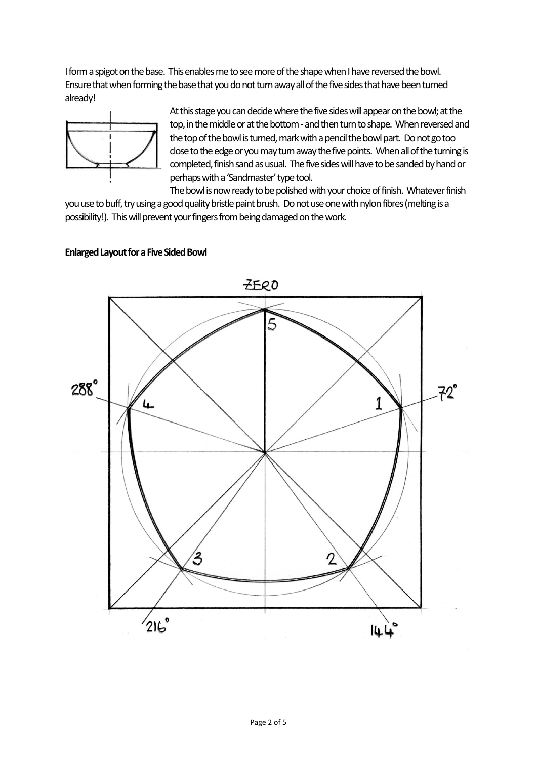I form a spigot on the base. This enables me to see more of the shape when I have reversed the bowl. Ensure that when forming the base that you do not turn away all of the five sides that have been turned already!

At this stage you can decide where the five sides will appear on the bowl; at the top, in the middle or at the bottom - and then turn to shape. When reversed and the top of the bowl is turned, mark with a pencil the bowl part. Do not go too close to the edge or you may turn away the five points. When all of the turning is completed, finish sand as usual. The five sides will have to be sanded by hand or perhaps with a 'Sandmaster' type tool.

The bowl is now ready to be polished with your choice of finish. Whatever finish you use to buff, try using a good quality bristle paint brush. Do not use one with nylon fibres (melting is a possibility!). This will prevent your fingers from being damaged on the work.

**Enlarged Layout for a Five Sided Bowl**

ZERO

288° 72°

216° 144°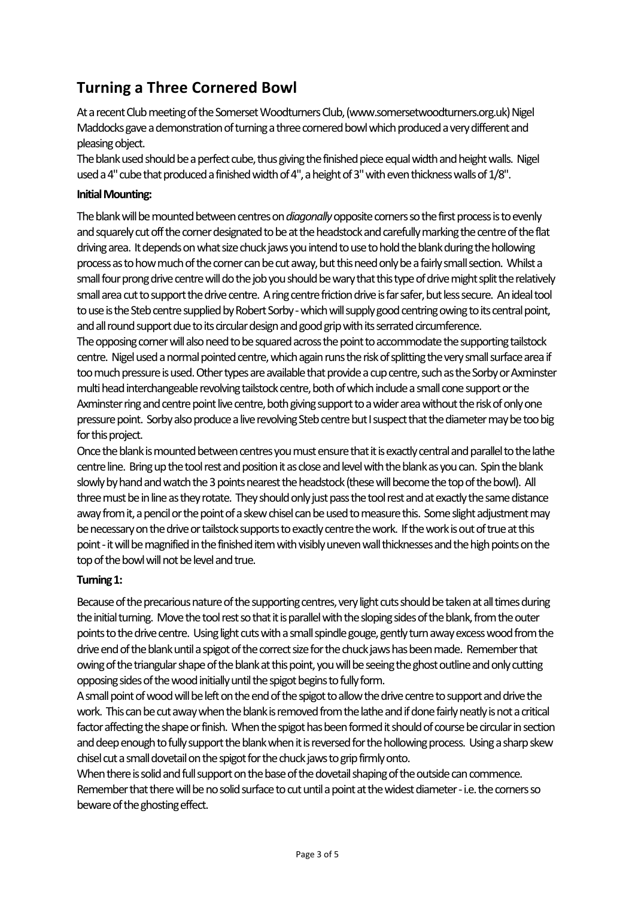## Turning a Three Cornered Bowl

At a recent Club meeting of the Somerset Woodturners Club, (www.somersetwoodturners.org.uk) Nigel Maddocks gave a demonstration of turning a three cornered bowl which produced a very different and pleasing object.

The blank used should be a perfect cube, thus giving the finished piece equal width and height walls. Nigel used a 4" cube that produced a finished width of 4", a height of 3" with even thickness walls of 1/8".

**Initial Mounting:**

The blank will be mounted between centres on *diagonally* opposite corners so the first process is to evenly and squarely cut off the corner designated to be at the headstock and carefully marking the centre of the flat driving area. It depends on what size chuck jaws you intend to use to hold the blank during the hollowing process as to how much of the corner can be cut away, but this need only be a fairly small section. Whilst a small four prong drive centre will do the job you should be wary that this type of drive might split the relatively small area cut to support the drive centre. A ring centre friction drive is far safer, but less secure. An ideal tool to use is the Steb centre supplied by Robert Sorby - which will supply good centring owing to its central point, and all round support due to its circular design and good grip with its serrated circumference.

The opposing corner will also need to be squared across the point to accommodate the supporting tailstock centre. Nigel used a normal pointed centre, which again runs the risk of splitting the very small surface area if too much pressure is used. Other types are available that provide a cup centre, such as the Sorby or Axminster multi head interchangeable revolving tailstock centre, both of which include a small cone support or the Axminster ring and centre point live centre, both giving support to a wider area without the risk of only one pressure point. Sorby also produce a live revolving Steb centre but I suspect that the diameter may be too big for this project.

Once the blank is mounted between centres you must ensure that it is exactly central and parallel to the lathe centre line. Bring up the tool rest and position it as close and level with the blank as you can. Spin the blank slowly by hand and watch the 3 points nearest the headstock (these will become the top of the bowl). All three must be in line as they rotate. They should only just pass the tool rest and at exactly the same distance away from it, a pencil or the point of a skew chisel can be used to measure this. Some slight adjustment may be necessary on the drive or tailstock supports to exactly centre the work. If the work is out of true at this point - it will be magnified in the finished item with visibly uneven wall thicknesses and the high points on the top of the bowl will not be level and true.

**Turning 1:**

Because of the precarious nature of the supporting centres, very light cuts should be taken at all times during the initial turning. Move the tool rest so that it is parallel with the sloping sides of the blank, from the outer points to the drive centre. Using light cuts with a small spindle gouge, gently turn away excess wood from the drive end of the blank until a spigot of the correct size for the chuck jaws has been made. Remember that owing of the triangular shape of the blank at this point, you will be seeing the ghost outline and only cutting opposing sides of the wood initially until the spigot begins to fully form.

A small point of wood will be left on the end of the spigot to allow the drive centre to support and drive the work. This can be cut away when the blank is removed from the lathe and if done fairly neatly is not a critical factor affecting the shape or finish. When the spigot has been formed it should of course be circular in section and deep enough to fully support the blank when it is reversed for the hollowing process. Using a sharp skew chisel cut a small dovetail on the spigot for the chuck jaws to grip firmly onto.

When there is solid and full support on the base of the dovetail shaping of the outside can commence. Remember that there will be no solid surface to cut until a point at the widest diameter - i.e. the corners so beware of the ghosting effect.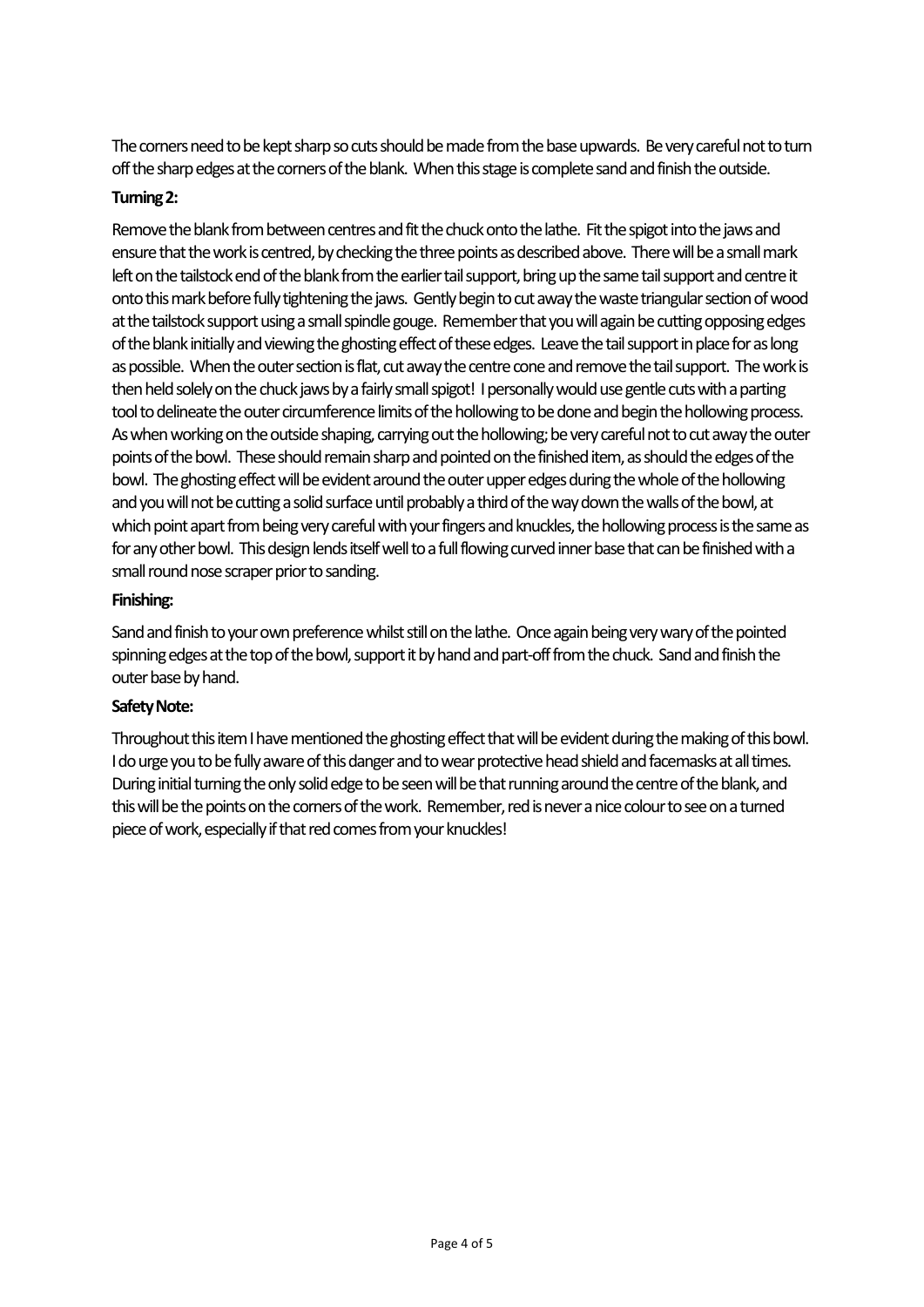The corners need to be kept sharp so cuts should be made from the base upwards. Be very careful not to turn off the sharp edges at the corners of the blank. When this stage is complete sand and finish the outside.

**Turning 2:**

Remove the blank from between centres and fit the chuck onto the lathe. Fit the spigot into the jaws and ensure that the work is centred, by checking the three points as described above. There will be a small mark left on the tailstock end of the blank from the earlier tail support, bring up the same tail support and centre it onto this mark before fully tightening the jaws. Gently begin to cut away the waste triangular section of wood at the tailstock support using a small spindle gouge. Remember that you will again be cutting opposing edges of the blank initially and viewing the ghosting effect of these edges. Leave the tail support in place for as long as possible. When the outer section is flat, cut away the centre cone and remove the tail support. The work is then held solely on the chuck jaws by a fairly small spigot! I personally would use gentle cuts with a parting tool to delineate the outer circumference limits of the hollowing to be done and begin the hollowing process. As when working on the outside shaping, carrying out the hollowing; be very careful not to cut away the outer points of the bowl. These should remain sharp and pointed on the finished item, as should the edges of the bowl. The ghosting effect will be evident around the outer upper edges during the whole of the hollowing and you will not be cutting a solid surface until probably a third of the way down the walls of the bowl, at which point apart from being very careful with your fingers and knuckles, the hollowing process is the same as for any other bowl. This design lends itself well to a full flowing curved inner base that can be finished with a small round nose scraper prior to sanding.

**Finishing:**

Sand and finish to your own preference whilst still on the lathe. Once again being very wary of the pointed spinning edges at the top of the bowl, support it by hand and part-off from the chuck. Sand and finish the outer base by hand.

**Safety Note:**

Throughout this item I have mentioned the ghosting effect that will be evident during the making of this bowl. I do urge you to be fully aware of this danger and to wear protective head shield and facemasks at all times. During initial turning the only solid edge to be seen will be that running around the centre of the blank, and this will be the points on the corners of the work. Remember, red is never a nice colour to see on a turned piece of work, especially if that red comes from your knuckles!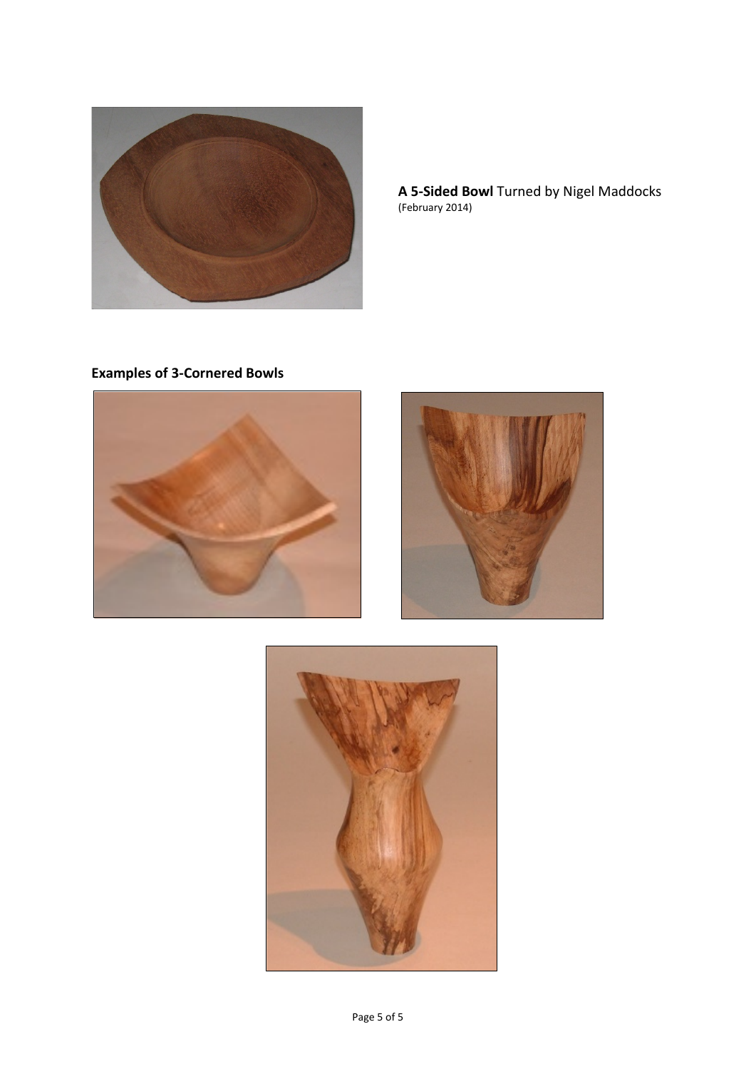**A 5-Sided Bowl** Turned by Nigel Maddocks
(February 2014)

**Examples of 3-Cornered Bowls**